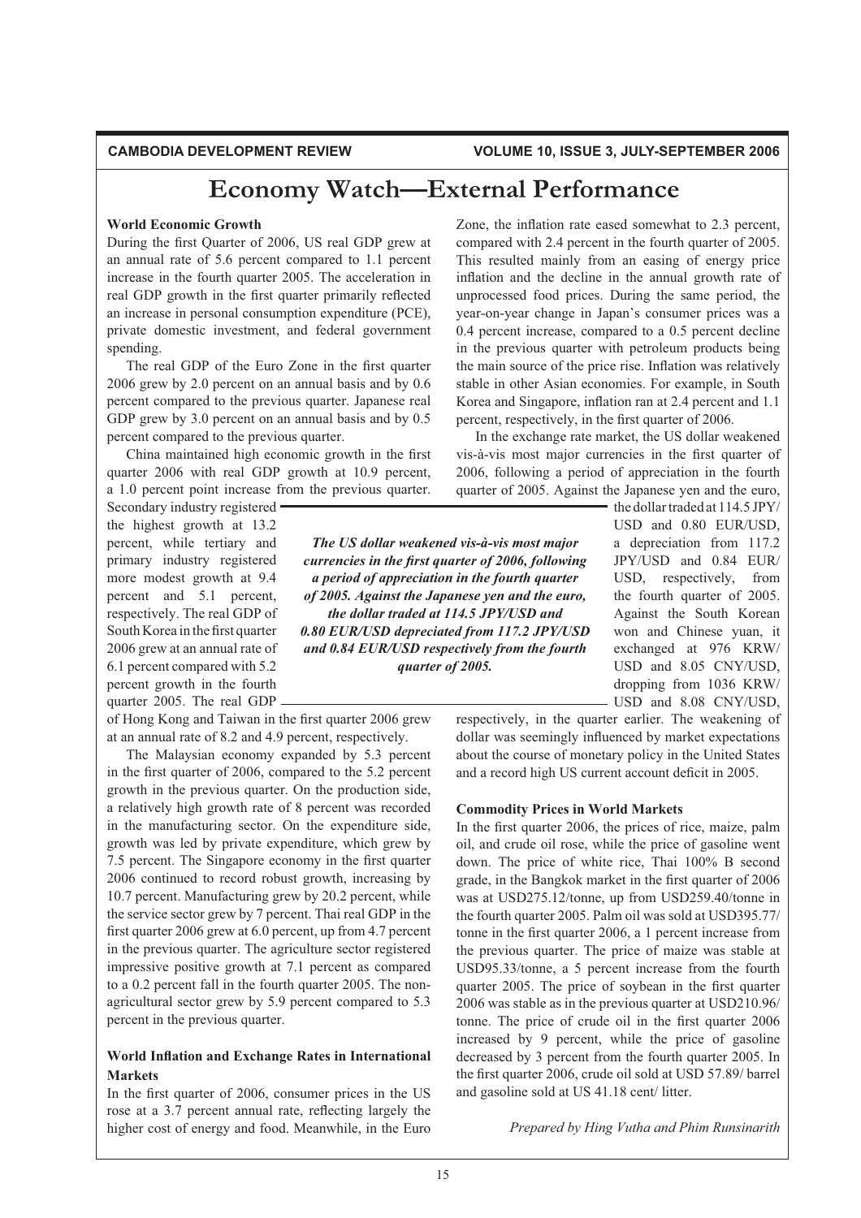# Economy Watch—External Performance

## World Economic Growth

During the first Quarter of 2006, US real GDP grew at an annual rate of 5.6 percent compared to 1.1 percent increase in the fourth quarter 2005. The acceleration in real GDP growth in the first quarter primarily reflected an increase in personal consumption expenditure (PCE), private domestic investment, and federal government spending.

The real GDP of the Euro Zone in the first quarter 2006 grew by 2.0 percent on an annual basis and by 0.6 percent compared to the previous quarter. Japanese real GDP grew by 3.0 percent on an annual basis and by 0.5 percent compared to the previous quarter.

China maintained high economic growth in the first quarter 2006 with real GDP growth at 10.9 percent, a 1.0 percent point increase from the previous quarter. Secondary industry registered the highest growth at 13.2 percent, while tertiary and primary industry registered more modest growth at 9.4 percent and 5.1 percent, respectively. The real GDP of South Korea in the first quarter 2006 grew at an annual rate of 6.1 percent compared with 5.2 percent growth in the fourth quarter 2005. The real GDP of Hong Kong and Taiwan in the first quarter 2006 grew at an annual rate of 8.2 and 4.9 percent, respectively.

The Malaysian economy expanded by 5.3 percent in the first quarter of 2006, compared to the 5.2 percent growth in the previous quarter. On the production side, a relatively high growth rate of 8 percent was recorded in the manufacturing sector. On the expenditure side, growth was led by private expenditure, which grew by 7.5 percent. The Singapore economy in the first quarter 2006 continued to record robust growth, increasing by 10.7 percent. Manufacturing grew by 20.2 percent, while the service sector grew by 7 percent. Thai real GDP in the first quarter 2006 grew at 6.0 percent, up from 4.7 percent in the previous quarter. The agriculture sector registered impressive positive growth at 7.1 percent as compared to a 0.2 percent fall in the fourth quarter 2005. The non-agricultural sector grew by 5.9 percent compared to 5.3 percent in the previous quarter.

## World Inflation and Exchange Rates in International Markets

In the first quarter of 2006, consumer prices in the US rose at a 3.7 percent annual rate, reflecting largely the higher cost of energy and food. Meanwhile, in the Euro Zone, the inflation rate eased somewhat to 2.3 percent, compared with 2.4 percent in the fourth quarter of 2005. This resulted mainly from an easing of energy price inflation and the decline in the annual growth rate of unprocessed food prices. During the same period, the year-on-year change in Japan's consumer prices was a 0.4 percent increase, compared to a 0.5 percent decline in the previous quarter with petroleum products being the main source of the price rise. Inflation was relatively stable in other Asian economies. For example, in South Korea and Singapore, inflation ran at 2.4 percent and 1.1 percent, respectively, in the first quarter of 2006.

In the exchange rate market, the US dollar weakened vis-à-vis most major currencies in the first quarter of 2006, following a period of appreciation in the fourth quarter of 2005. Against the Japanese yen and the euro, the dollar traded at 114.5 JPY/USD and 0.80 EUR/USD, a depreciation from 117.2 JPY/USD and 0.84 EUR/USD, respectively, from the fourth quarter of 2005. Against the South Korean won and Chinese yuan, it exchanged at 976 KRW/USD and 8.05 CNY/USD, dropping from 1036 KRW/USD and 8.08 CNY/USD, respectively, in the quarter earlier. The weakening of dollar was seemingly influenced by market expectations about the course of monetary policy in the United States and a record high US current account deficit in 2005.

***The US dollar weakened vis-à-vis most major currencies in the first quarter of 2006, following a period of appreciation in the fourth quarter of 2005. Against the Japanese yen and the euro, the dollar traded at 114.5 JPY/USD and 0.80 EUR/USD depreciated from 117.2 JPY/USD and 0.84 EUR/USD respectively from the fourth quarter of 2005.***

## Commodity Prices in World Markets

In the first quarter 2006, the prices of rice, maize, palm oil, and crude oil rose, while the price of gasoline went down. The price of white rice, Thai 100% B second grade, in the Bangkok market in the first quarter of 2006 was at USD275.12/tonne, up from USD259.40/tonne in the fourth quarter 2005. Palm oil was sold at USD395.77/tonne in the first quarter 2006, a 1 percent increase from the previous quarter. The price of maize was stable at USD95.33/tonne, a 5 percent increase from the fourth quarter 2005. The price of soybean in the first quarter 2006 was stable as in the previous quarter at USD210.96/tonne. The price of crude oil in the first quarter 2006 increased by 9 percent, while the price of gasoline decreased by 3 percent from the fourth quarter 2005. In the first quarter 2006, crude oil sold at USD 57.89/ barrel and gasoline sold at US 41.18 cent/ litter.

*Prepared by Hing Vutha and Phim Runsinarith*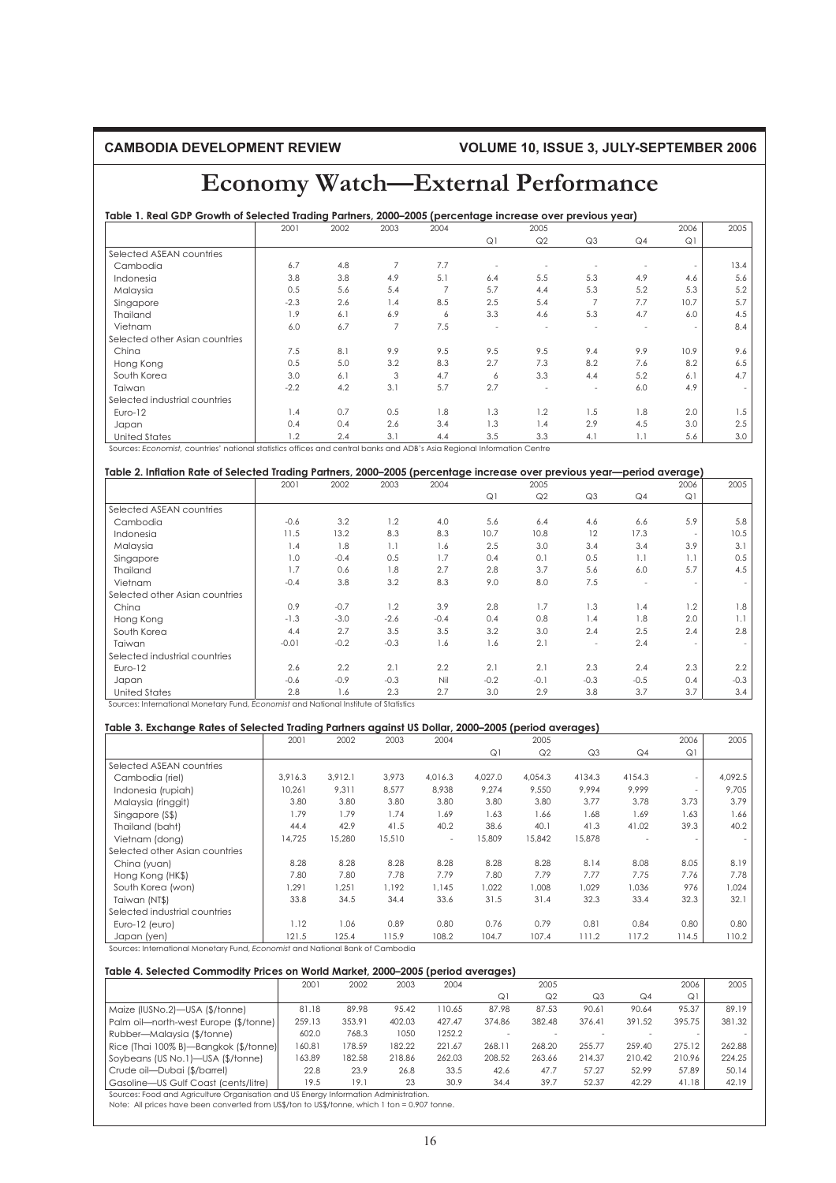# Economy Watch—External Performance

**Table 1. Real GDP Growth of Selected Trading Partners, 2000–2005 (percentage increase over previous year)**

| | 2001 | 2002 | 2003 | 2004 | 2005 | | | | 2006 | 2005 |
|---|---|---|---|---|---|---|---|---|---|---|
| | | | | | Q1 | Q2 | Q3 | Q4 | Q1 | |
| Selected ASEAN countries | | | | | | | | | | |
| Cambodia | 6.7 | 4.8 | 7 | 7.7 | - | - | - | - | - | 13.4 |
| Indonesia | 3.8 | 3.8 | 4.9 | 5.1 | 6.4 | 5.5 | 5.3 | 4.9 | 4.6 | 5.6 |
| Malaysia | 0.5 | 5.6 | 5.4 | 7 | 5.7 | 4.4 | 5.3 | 5.2 | 5.3 | 5.2 |
| Singapore | -2.3 | 2.6 | 1.4 | 8.5 | 2.5 | 5.4 | 7 | 7.7 | 10.7 | 5.7 |
| Thailand | 1.9 | 6.1 | 6.9 | 6 | 3.3 | 4.6 | 5.3 | 4.7 | 6.0 | 4.5 |
| Vietnam | 6.0 | 6.7 | 7 | 7.5 | - | - | - | - | - | 8.4 |
| Selected other Asian countries | | | | | | | | | | |
| China | 7.5 | 8.1 | 9.9 | 9.5 | 9.5 | 9.5 | 9.4 | 9.9 | 10.9 | 9.6 |
| Hong Kong | 0.5 | 5.0 | 3.2 | 8.3 | 2.7 | 7.3 | 8.2 | 7.6 | 8.2 | 6.5 |
| South Korea | 3.0 | 6.1 | 3 | 4.7 | 6 | 3.3 | 4.4 | 5.2 | 6.1 | 4.7 |
| Taiwan | -2.2 | 4.2 | 3.1 | 5.7 | 2.7 | - | - | 6.0 | 4.9 | - |
| Selected industrial countries | | | | | | | | | | |
| Euro-12 | 1.4 | 0.7 | 0.5 | 1.8 | 1.3 | 1.2 | 1.5 | 1.8 | 2.0 | 1.5 |
| Japan | 0.4 | 0.4 | 2.6 | 3.4 | 1.3 | 1.4 | 2.9 | 4.5 | 3.0 | 2.5 |
| United States | 1.2 | 2.4 | 3.1 | 4.4 | 3.5 | 3.3 | 4.1 | 1.1 | 5.6 | 3.0 |

Sources: *Economist*, countries' national statistics offices and central banks and ADB's Asia Regional Information Centre

**Table 2. Inflation Rate of Selected Trading Partners, 2000–2005 (percentage increase over previous year—period average)**

| | 2001 | 2002 | 2003 | 2004 | 2005 | | | | 2006 | 2005 |
|---|---|---|---|---|---|---|---|---|---|---|
| | | | | | Q1 | Q2 | Q3 | Q4 | Q1 | |
| Selected ASEAN countries | | | | | | | | | | |
| Cambodia | -0.6 | 3.2 | 1.2 | 4.0 | 5.6 | 6.4 | 4.6 | 6.6 | 5.9 | 5.8 |
| Indonesia | 11.5 | 13.2 | 8.3 | 8.3 | 10.7 | 10.8 | 12 | 17.3 | - | 10.5 |
| Malaysia | 1.4 | 1.8 | 1.1 | 1.6 | 2.5 | 3.0 | 3.4 | 3.4 | 3.9 | 3.1 |
| Singapore | 1.0 | -0.4 | 0.5 | 1.7 | 0.4 | 0.1 | 0.5 | 1.1 | 1.1 | 0.5 |
| Thailand | 1.7 | 0.6 | 1.8 | 2.7 | 2.8 | 3.7 | 5.6 | 6.0 | 5.7 | 4.5 |
| Vietnam | -0.4 | 3.8 | 3.2 | 8.3 | 9.0 | 8.0 | 7.5 | - | - | - |
| Selected other Asian countries | | | | | | | | | | |
| China | 0.9 | -0.7 | 1.2 | 3.9 | 2.8 | 1.7 | 1.3 | 1.4 | 1.2 | 1.8 |
| Hong Kong | -1.3 | -3.0 | -2.6 | -0.4 | 0.4 | 0.8 | 1.4 | 1.8 | 2.0 | 1.1 |
| South Korea | 4.4 | 2.7 | 3.5 | 3.5 | 3.2 | 3.0 | 2.4 | 2.5 | 2.4 | 2.8 |
| Taiwan | -0.01 | -0.2 | -0.3 | 1.6 | 1.6 | 2.1 | - | 2.4 | - | - |
| Selected industrial countries | | | | | | | | | | |
| Euro-12 | 2.6 | 2.2 | 2.1 | 2.2 | 2.1 | 2.1 | 2.3 | 2.4 | 2.3 | 2.2 |
| Japan | -0.6 | -0.9 | -0.3 | Nil | -0.2 | -0.1 | -0.3 | -0.5 | 0.4 | -0.3 |
| United States | 2.8 | 1.6 | 2.3 | 2.7 | 3.0 | 2.9 | 3.8 | 3.7 | 3.7 | 3.4 |

Sources: International Monetary Fund, *Economist* and National Institute of Statistics

**Table 3. Exchange Rates of Selected Trading Partners against US Dollar, 2000–2005 (period averages)**

| | 2001 | 2002 | 2003 | 2004 | 2005 | | | | 2006 | 2005 |
|---|---|---|---|---|---|---|---|---|---|---|
| | | | | | Q1 | Q2 | Q3 | Q4 | Q1 | |
| Selected ASEAN countries | | | | | | | | | | |
| Cambodia (riel) | 3,916.3 | 3,912.1 | 3,973 | 4,016.3 | 4,027.0 | 4,054.3 | 4134.3 | 4154.3 | - | 4,092.5 |
| Indonesia (rupiah) | 10,261 | 9,311 | 8,577 | 8,938 | 9,274 | 9,550 | 9,994 | 9,999 | - | 9,705 |
| Malaysia (ringgit) | 3.80 | 3.80 | 3.80 | 3.80 | 3.80 | 3.80 | 3.77 | 3.78 | 3.73 | 3.79 |
| Singapore (S$) | 1.79 | 1.79 | 1.74 | 1.69 | 1.63 | 1.66 | 1.68 | 1.69 | 1.63 | 1.66 |
| Thailand (baht) | 44.4 | 42.9 | 41.5 | 40.2 | 38.6 | 40.1 | 41.3 | 41.02 | 39.3 | 40.2 |
| Vietnam (dong) | 14,725 | 15,280 | 15,510 | - | 15,809 | 15,842 | 15,878 | - | - | - |
| Selected other Asian countries | | | | | | | | | | |
| China (yuan) | 8.28 | 8.28 | 8.28 | 8.28 | 8.28 | 8.28 | 8.14 | 8.08 | 8.05 | 8.19 |
| Hong Kong (HK$) | 7.80 | 7.80 | 7.78 | 7.79 | 7.80 | 7.79 | 7.77 | 7.75 | 7.76 | 7.78 |
| South Korea (won) | 1,291 | 1,251 | 1,192 | 1,145 | 1,022 | 1,008 | 1,029 | 1,036 | 976 | 1,024 |
| Taiwan (NT$) | 33.8 | 34.5 | 34.4 | 33.6 | 31.5 | 31.4 | 32.3 | 33.4 | 32.3 | 32.1 |
| Selected industrial countries | | | | | | | | | | |
| Euro-12 (euro) | 1.12 | 1.06 | 0.89 | 0.80 | 0.76 | 0.79 | 0.81 | 0.84 | 0.80 | 0.80 |
| Japan (yen) | 121.5 | 125.4 | 115.9 | 108.2 | 104.7 | 107.4 | 111.2 | 117.2 | 114.5 | 110.2 |

Sources: International Monetary Fund, *Economist* and National Bank of Cambodia

**Table 4. Selected Commodity Prices on World Market, 2000–2005 (period averages)**

| | 2001 | 2002 | 2003 | 2004 | 2005 | | | | 2006 | 2005 |
|---|---|---|---|---|---|---|---|---|---|---|
| | | | | | Q1 | Q2 | Q3 | Q4 | Q1 | |
| Maize (IUSNo.2)—USA ($/tonne) | 81.18 | 89.98 | 95.42 | 110.65 | 87.98 | 87.53 | 90.61 | 90.64 | 95.37 | 89.19 |
| Palm oil—north-west Europe ($/tonne) | 259.13 | 353.91 | 402.03 | 427.47 | 374.86 | 382.48 | 376.41 | 391.52 | 395.75 | 381.32 |
| Rubber—Malaysia ($/tonne) | 602.0 | 768.3 | 1050 | 1252.2 | - | - | - | - | - | - |
| Rice (Thai 100% B)—Bangkok ($/tonne) | 160.81 | 178.59 | 182.22 | 221.67 | 268.11 | 268.20 | 255.77 | 259.40 | 275.12 | 262.88 |
| Soybeans (US No.1)—USA ($/tonne) | 163.89 | 182.58 | 218.86 | 262.03 | 208.52 | 263.66 | 214.37 | 210.42 | 210.96 | 224.25 |
| Crude oil—Dubai ($/barrel) | 22.8 | 23.9 | 26.8 | 33.5 | 42.6 | 47.7 | 57.27 | 52.99 | 57.89 | 50.14 |
| Gasoline—US Gulf Coast (cents/litre) | 19.5 | 19.1 | 23 | 30.9 | 34.4 | 39.7 | 52.37 | 42.29 | 41.18 | 42.19 |

Sources: Food and Agriculture Organisation and US Energy Information Administration.
Note: All prices have been converted from US$/ton to US$/tonne, which 1 ton = 0.907 tonne.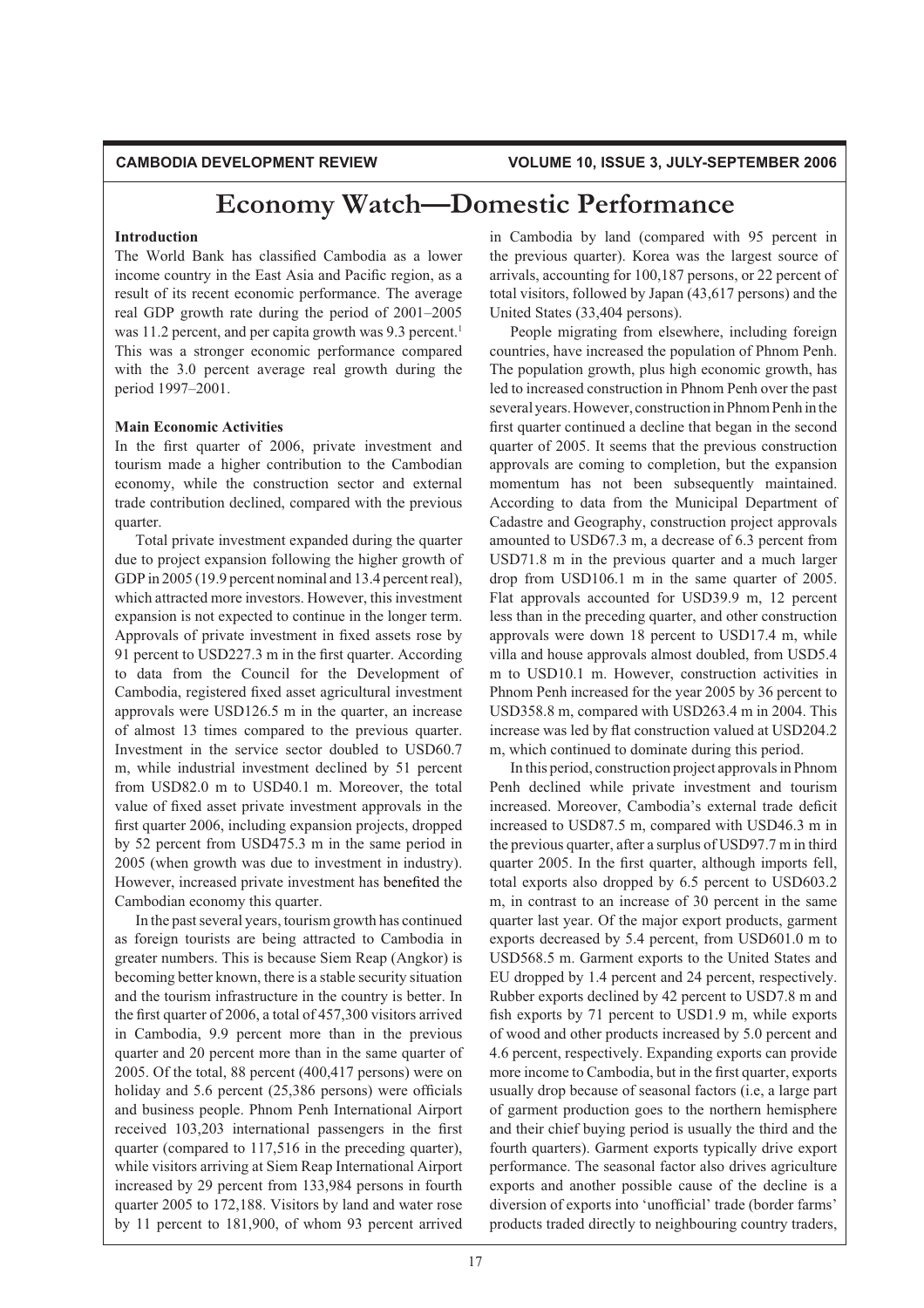# Economy Watch—Domestic Performance

**Introduction**

The World Bank has classified Cambodia as a lower income country in the East Asia and Pacific region, as a result of its recent economic performance. The average real GDP growth rate during the period of 2001–2005 was 11.2 percent, and per capita growth was 9.3 percent.[1] This was a stronger economic performance compared with the 3.0 percent average real growth during the period 1997–2001.

**Main Economic Activities**

In the first quarter of 2006, private investment and tourism made a higher contribution to the Cambodian economy, while the construction sector and external trade contribution declined, compared with the previous quarter.

Total private investment expanded during the quarter due to project expansion following the higher growth of GDP in 2005 (19.9 percent nominal and 13.4 percent real), which attracted more investors. However, this investment expansion is not expected to continue in the longer term. Approvals of private investment in fixed assets rose by 91 percent to USD227.3 m in the first quarter. According to data from the Council for the Development of Cambodia, registered fixed asset agricultural investment approvals were USD126.5 m in the quarter, an increase of almost 13 times compared to the previous quarter. Investment in the service sector doubled to USD60.7 m, while industrial investment declined by 51 percent from USD82.0 m to USD40.1 m. Moreover, the total value of fixed asset private investment approvals in the first quarter 2006, including expansion projects, dropped by 52 percent from USD475.3 m in the same period in 2005 (when growth was due to investment in industry). However, increased private investment has benefited the Cambodian economy this quarter.

In the past several years, tourism growth has continued as foreign tourists are being attracted to Cambodia in greater numbers. This is because Siem Reap (Angkor) is becoming better known, there is a stable security situation and the tourism infrastructure in the country is better. In the first quarter of 2006, a total of 457,300 visitors arrived in Cambodia, 9.9 percent more than in the previous quarter and 20 percent more than in the same quarter of 2005. Of the total, 88 percent (400,417 persons) were on holiday and 5.6 percent (25,386 persons) were officials and business people. Phnom Penh International Airport received 103,203 international passengers in the first quarter (compared to 117,516 in the preceding quarter), while visitors arriving at Siem Reap International Airport increased by 29 percent from 133,984 persons in fourth quarter 2005 to 172,188. Visitors by land and water rose by 11 percent to 181,900, of whom 93 percent arrived in Cambodia by land (compared with 95 percent in the previous quarter). Korea was the largest source of arrivals, accounting for 100,187 persons, or 22 percent of total visitors, followed by Japan (43,617 persons) and the United States (33,404 persons).

People migrating from elsewhere, including foreign countries, have increased the population of Phnom Penh. The population growth, plus high economic growth, has led to increased construction in Phnom Penh over the past several years. However, construction in Phnom Penh in the first quarter continued a decline that began in the second quarter of 2005. It seems that the previous construction approvals are coming to completion, but the expansion momentum has not been subsequently maintained. According to data from the Municipal Department of Cadastre and Geography, construction project approvals amounted to USD67.3 m, a decrease of 6.3 percent from USD71.8 m in the previous quarter and a much larger drop from USD106.1 m in the same quarter of 2005. Flat approvals accounted for USD39.9 m, 12 percent less than in the preceding quarter, and other construction approvals were down 18 percent to USD17.4 m, while villa and house approvals almost doubled, from USD5.4 m to USD10.1 m. However, construction activities in Phnom Penh increased for the year 2005 by 36 percent to USD358.8 m, compared with USD263.4 m in 2004. This increase was led by flat construction valued at USD204.2 m, which continued to dominate during this period.

In this period, construction project approvals in Phnom Penh declined while private investment and tourism increased. Moreover, Cambodia's external trade deficit increased to USD87.5 m, compared with USD46.3 m in the previous quarter, after a surplus of USD97.7 m in third quarter 2005. In the first quarter, although imports fell, total exports also dropped by 6.5 percent to USD603.2 m, in contrast to an increase of 30 percent in the same quarter last year. Of the major export products, garment exports decreased by 5.4 percent, from USD601.0 m to USD568.5 m. Garment exports to the United States and EU dropped by 1.4 percent and 24 percent, respectively. Rubber exports declined by 42 percent to USD7.8 m and fish exports by 71 percent to USD1.9 m, while exports of wood and other products increased by 5.0 percent and 4.6 percent, respectively. Expanding exports can provide more income to Cambodia, but in the first quarter, exports usually drop because of seasonal factors (i.e, a large part of garment production goes to the northern hemisphere and their chief buying period is usually the third and the fourth quarters). Garment exports typically drive export performance. The seasonal factor also drives agriculture exports and another possible cause of the decline is a diversion of exports into 'unofficial' trade (border farms' products traded directly to neighbouring country traders,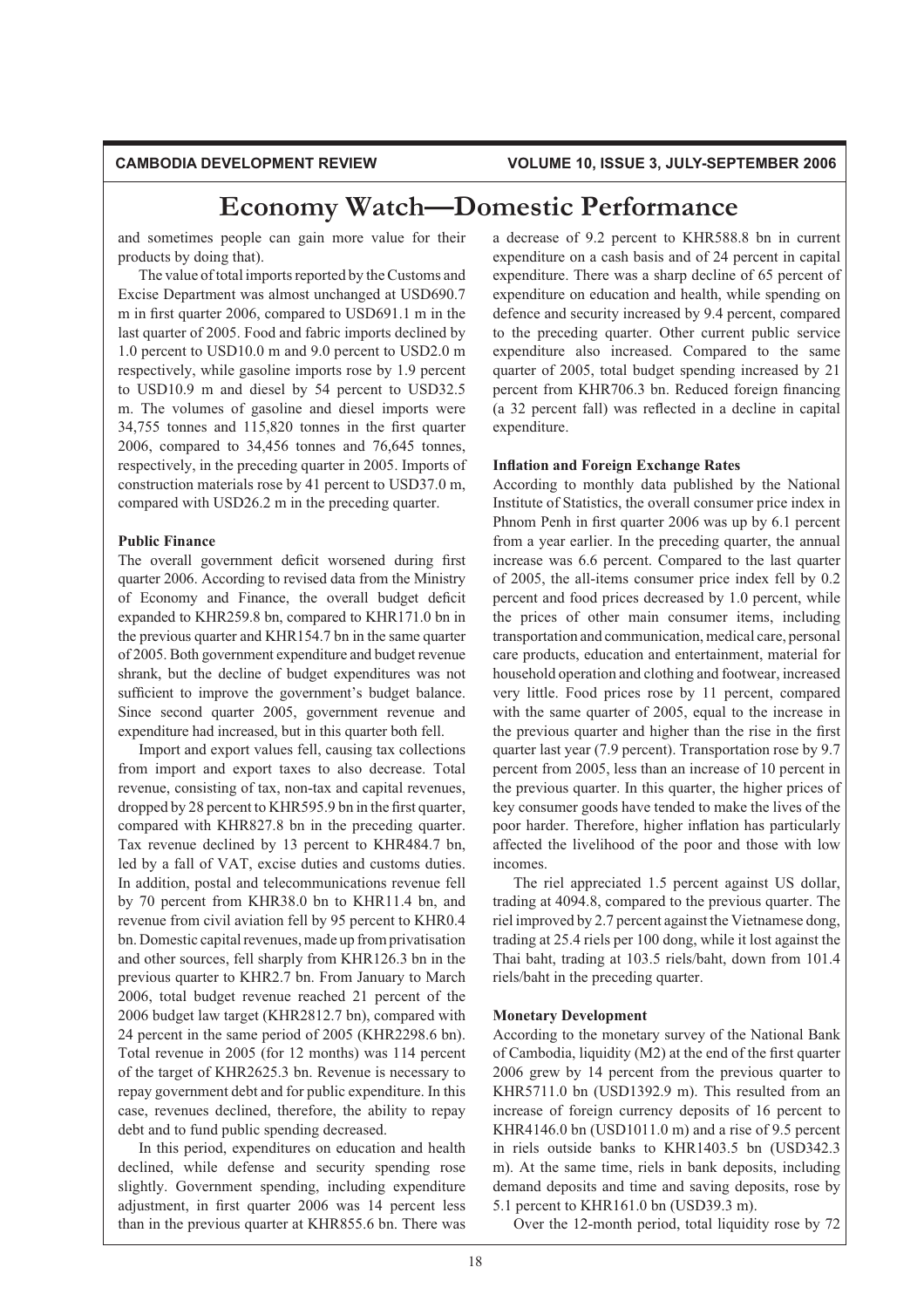# Economy Watch—Domestic Performance

and sometimes people can gain more value for their products by doing that).

The value of total imports reported by the Customs and Excise Department was almost unchanged at USD690.7 m in first quarter 2006, compared to USD691.1 m in the last quarter of 2005. Food and fabric imports declined by 1.0 percent to USD10.0 m and 9.0 percent to USD2.0 m respectively, while gasoline imports rose by 1.9 percent to USD10.9 m and diesel by 54 percent to USD32.5 m. The volumes of gasoline and diesel imports were 34,755 tonnes and 115,820 tonnes in the first quarter 2006, compared to 34,456 tonnes and 76,645 tonnes, respectively, in the preceding quarter in 2005. Imports of construction materials rose by 41 percent to USD37.0 m, compared with USD26.2 m in the preceding quarter.

**Public Finance**

The overall government deficit worsened during first quarter 2006. According to revised data from the Ministry of Economy and Finance, the overall budget deficit expanded to KHR259.8 bn, compared to KHR171.0 bn in the previous quarter and KHR154.7 bn in the same quarter of 2005. Both government expenditure and budget revenue shrank, but the decline of budget expenditures was not sufficient to improve the government's budget balance. Since second quarter 2005, government revenue and expenditure had increased, but in this quarter both fell.

Import and export values fell, causing tax collections from import and export taxes to also decrease. Total revenue, consisting of tax, non-tax and capital revenues, dropped by 28 percent to KHR595.9 bn in the first quarter, compared with KHR827.8 bn in the preceding quarter. Tax revenue declined by 13 percent to KHR484.7 bn, led by a fall of VAT, excise duties and customs duties. In addition, postal and telecommunications revenue fell by 70 percent from KHR38.0 bn to KHR11.4 bn, and revenue from civil aviation fell by 95 percent to KHR0.4 bn. Domestic capital revenues, made up from privatisation and other sources, fell sharply from KHR126.3 bn in the previous quarter to KHR2.7 bn. From January to March 2006, total budget revenue reached 21 percent of the 2006 budget law target (KHR2812.7 bn), compared with 24 percent in the same period of 2005 (KHR2298.6 bn). Total revenue in 2005 (for 12 months) was 114 percent of the target of KHR2625.3 bn. Revenue is necessary to repay government debt and for public expenditure. In this case, revenues declined, therefore, the ability to repay debt and to fund public spending decreased.

In this period, expenditures on education and health declined, while defense and security spending rose slightly. Government spending, including expenditure adjustment, in first quarter 2006 was 14 percent less than in the previous quarter at KHR855.6 bn. There was a decrease of 9.2 percent to KHR588.8 bn in current expenditure on a cash basis and of 24 percent in capital expenditure. There was a sharp decline of 65 percent of expenditure on education and health, while spending on defence and security increased by 9.4 percent, compared to the preceding quarter. Other current public service expenditure also increased. Compared to the same quarter of 2005, total budget spending increased by 21 percent from KHR706.3 bn. Reduced foreign financing (a 32 percent fall) was reflected in a decline in capital expenditure.

**Inflation and Foreign Exchange Rates**

According to monthly data published by the National Institute of Statistics, the overall consumer price index in Phnom Penh in first quarter 2006 was up by 6.1 percent from a year earlier. In the preceding quarter, the annual increase was 6.6 percent. Compared to the last quarter of 2005, the all-items consumer price index fell by 0.2 percent and food prices decreased by 1.0 percent, while the prices of other main consumer items, including transportation and communication, medical care, personal care products, education and entertainment, material for household operation and clothing and footwear, increased very little. Food prices rose by 11 percent, compared with the same quarter of 2005, equal to the increase in the previous quarter and higher than the rise in the first quarter last year (7.9 percent). Transportation rose by 9.7 percent from 2005, less than an increase of 10 percent in the previous quarter. In this quarter, the higher prices of key consumer goods have tended to make the lives of the poor harder. Therefore, higher inflation has particularly affected the livelihood of the poor and those with low incomes.

The riel appreciated 1.5 percent against US dollar, trading at 4094.8, compared to the previous quarter. The riel improved by 2.7 percent against the Vietnamese dong, trading at 25.4 riels per 100 dong, while it lost against the Thai baht, trading at 103.5 riels/baht, down from 101.4 riels/baht in the preceding quarter.

**Monetary Development**

According to the monetary survey of the National Bank of Cambodia, liquidity (M2) at the end of the first quarter 2006 grew by 14 percent from the previous quarter to KHR5711.0 bn (USD1392.9 m). This resulted from an increase of foreign currency deposits of 16 percent to KHR4146.0 bn (USD1011.0 m) and a rise of 9.5 percent in riels outside banks to KHR1403.5 bn (USD342.3 m). At the same time, riels in bank deposits, including demand deposits and time and saving deposits, rose by 5.1 percent to KHR161.0 bn (USD39.3 m).

Over the 12-month period, total liquidity rose by 72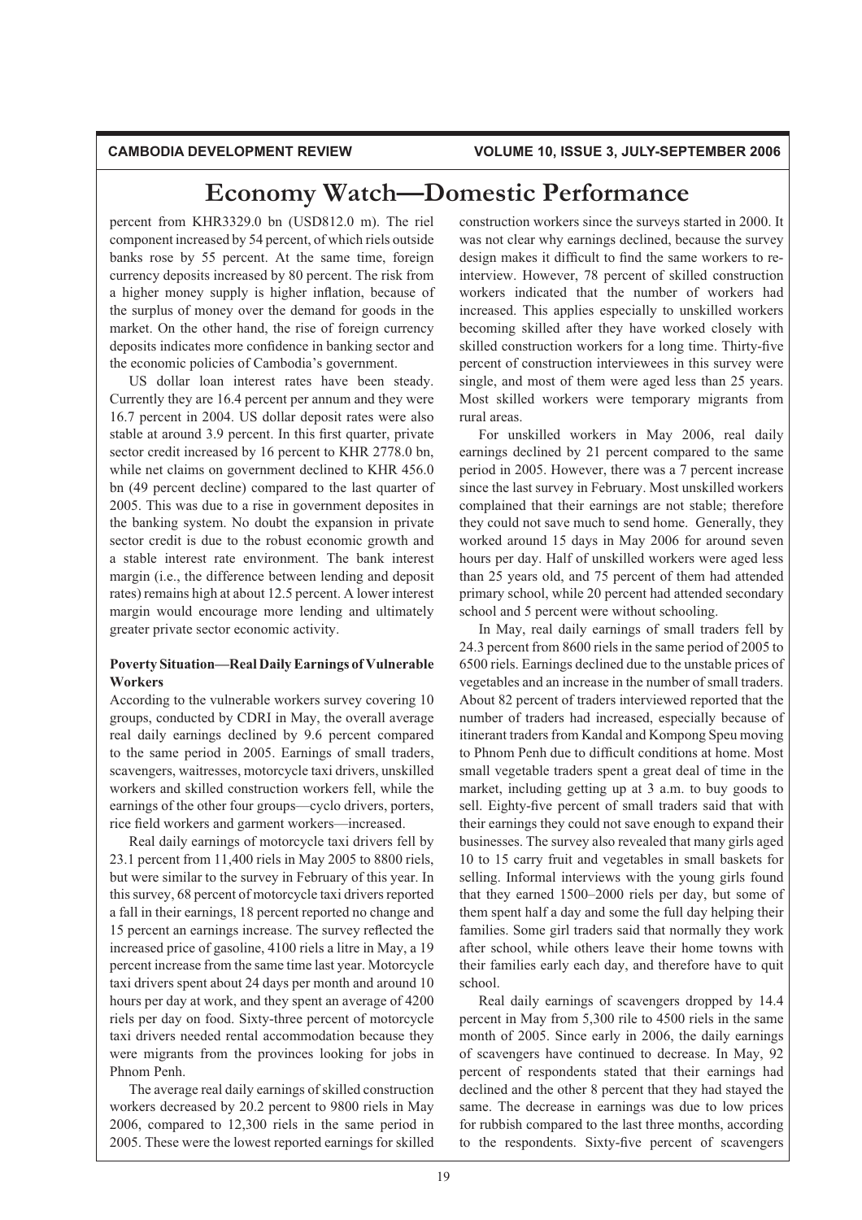# Economy Watch—Domestic Performance

percent from KHR3329.0 bn (USD812.0 m). The riel component increased by 54 percent, of which riels outside banks rose by 55 percent. At the same time, foreign currency deposits increased by 80 percent. The risk from a higher money supply is higher inflation, because of the surplus of money over the demand for goods in the market. On the other hand, the rise of foreign currency deposits indicates more confidence in banking sector and the economic policies of Cambodia's government.

US dollar loan interest rates have been steady. Currently they are 16.4 percent per annum and they were 16.7 percent in 2004. US dollar deposit rates were also stable at around 3.9 percent. In this first quarter, private sector credit increased by 16 percent to KHR 2778.0 bn, while net claims on government declined to KHR 456.0 bn (49 percent decline) compared to the last quarter of 2005. This was due to a rise in government deposites in the banking system. No doubt the expansion in private sector credit is due to the robust economic growth and a stable interest rate environment. The bank interest margin (i.e., the difference between lending and deposit rates) remains high at about 12.5 percent. A lower interest margin would encourage more lending and ultimately greater private sector economic activity.

### Poverty Situation—Real Daily Earnings of Vulnerable Workers

According to the vulnerable workers survey covering 10 groups, conducted by CDRI in May, the overall average real daily earnings declined by 9.6 percent compared to the same period in 2005. Earnings of small traders, scavengers, waitresses, motorcycle taxi drivers, unskilled workers and skilled construction workers fell, while the earnings of the other four groups—cyclo drivers, porters, rice field workers and garment workers—increased.

Real daily earnings of motorcycle taxi drivers fell by 23.1 percent from 11,400 riels in May 2005 to 8800 riels, but were similar to the survey in February of this year. In this survey, 68 percent of motorcycle taxi drivers reported a fall in their earnings, 18 percent reported no change and 15 percent an earnings increase. The survey reflected the increased price of gasoline, 4100 riels a litre in May, a 19 percent increase from the same time last year. Motorcycle taxi drivers spent about 24 days per month and around 10 hours per day at work, and they spent an average of 4200 riels per day on food. Sixty-three percent of motorcycle taxi drivers needed rental accommodation because they were migrants from the provinces looking for jobs in Phnom Penh.

The average real daily earnings of skilled construction workers decreased by 20.2 percent to 9800 riels in May 2006, compared to 12,300 riels in the same period in 2005. These were the lowest reported earnings for skilled construction workers since the surveys started in 2000. It was not clear why earnings declined, because the survey design makes it difficult to find the same workers to re-interview. However, 78 percent of skilled construction workers indicated that the number of workers had increased. This applies especially to unskilled workers becoming skilled after they have worked closely with skilled construction workers for a long time. Thirty-five percent of construction interviewees in this survey were single, and most of them were aged less than 25 years. Most skilled workers were temporary migrants from rural areas.

For unskilled workers in May 2006, real daily earnings declined by 21 percent compared to the same period in 2005. However, there was a 7 percent increase since the last survey in February. Most unskilled workers complained that their earnings are not stable; therefore they could not save much to send home. Generally, they worked around 15 days in May 2006 for around seven hours per day. Half of unskilled workers were aged less than 25 years old, and 75 percent of them had attended primary school, while 20 percent had attended secondary school and 5 percent were without schooling.

In May, real daily earnings of small traders fell by 24.3 percent from 8600 riels in the same period of 2005 to 6500 riels. Earnings declined due to the unstable prices of vegetables and an increase in the number of small traders. About 82 percent of traders interviewed reported that the number of traders had increased, especially because of itinerant traders from Kandal and Kompong Speu moving to Phnom Penh due to difficult conditions at home. Most small vegetable traders spent a great deal of time in the market, including getting up at 3 a.m. to buy goods to sell. Eighty-five percent of small traders said that with their earnings they could not save enough to expand their businesses. The survey also revealed that many girls aged 10 to 15 carry fruit and vegetables in small baskets for selling. Informal interviews with the young girls found that they earned 1500–2000 riels per day, but some of them spent half a day and some the full day helping their families. Some girl traders said that normally they work after school, while others leave their home towns with their families early each day, and therefore have to quit school.

Real daily earnings of scavengers dropped by 14.4 percent in May from 5,300 rile to 4500 riels in the same month of 2005. Since early in 2006, the daily earnings of scavengers have continued to decrease. In May, 92 percent of respondents stated that their earnings had declined and the other 8 percent that they had stayed the same. The decrease in earnings was due to low prices for rubbish compared to the last three months, according to the respondents. Sixty-five percent of scavengers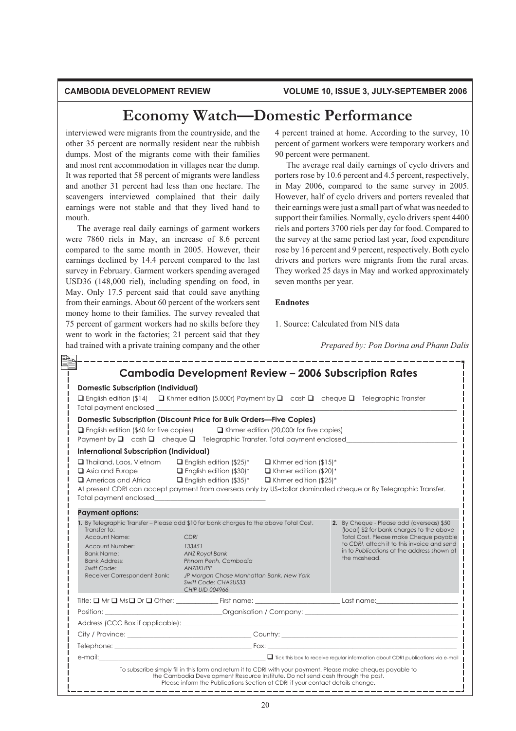# Economy Watch—Domestic Performance

interviewed were migrants from the countryside, and the other 35 percent are normally resident near the rubbish dumps. Most of the migrants come with their families and most rent accommodation in villages near the dump. It was reported that 58 percent of migrants were landless and another 31 percent had less than one hectare. The scavengers interviewed complained that their daily earnings were not stable and that they lived hand to mouth.

The average real daily earnings of garment workers were 7860 riels in May, an increase of 8.6 percent compared to the same month in 2005. However, their earnings declined by 14.4 percent compared to the last survey in February. Garment workers spending averaged USD36 (148,000 riel), including spending on food, in May. Only 17.5 percent said that could save anything from their earnings. About 60 percent of the workers sent money home to their families. The survey revealed that 75 percent of garment workers had no skills before they went to work in the factories; 21 percent said that they had trained with a private training company and the other 4 percent trained at home. According to the survey, 10 percent of garment workers were temporary workers and 90 percent were permanent.

The average real daily earnings of cyclo drivers and porters rose by 10.6 percent and 4.5 percent, respectively, in May 2006, compared to the same survey in 2005. However, half of cyclo drivers and porters revealed that their earnings were just a small part of what was needed to support their families. Normally, cyclo drivers spent 4400 riels and porters 3700 riels per day for food. Compared to the survey at the same period last year, food expenditure rose by 16 percent and 9 percent, respectively. Both cyclo drivers and porters were migrants from the rural areas. They worked 25 days in May and worked approximately seven months per year.

**Endnotes**

1. Source: Calculated from NIS data

*Prepared by: Pon Dorina and Phann Dalis*

---

## Cambodia Development Review – 2006 Subscription Rates

**Domestic Subscription (Individual)**

❑ English edition ($14) ❑ Khmer edition (5,000r) Payment by ❑ cash ❑ cheque ❑ Telegraphic Transfer
Total payment enclosed ____________________

**Domestic Subscription (Discount Price for Bulk Orders—Five Copies)**

❑ English edition ($60 for five copies) ❑ Khmer edition (20,000r for five copies)
Payment by ❑ cash ❑ cheque ❑ Telegraphic Transfer. Total payment enclosed____________________

**International Subscription (Individual)**

| | | |
|---|---|---|
| ❑ Thailand, Laos, Vietnam | ❑ English edition ($25)* | ❑ Khmer edition ($15)* |
| ❑ Asia and Europe | ❑ English edition ($30)* | ❑ Khmer edition ($20)* |
| ❑ Americas and Africa | ❑ English edition ($35)* | ❑ Khmer edition ($25)* |

At present CDRI can accept payment from overseas only by US-dollar dominated cheque or By Telegraphic Transfer.
Total payment enclosed____________________

**Payment options:**

**1.** By Telegraphic Transfer – Please add $10 for bank charges to the above Total Cost.
Transfer to:

| | |
|---|---|
| Account Name: | *CDRI* |
| Account Number: | *133451* |
| Bank Name: | *ANZ Royal Bank* |
| Bank Address: | *Phnom Penh, Cambodia* |
| *Swift Code:* | *ANZBKHPP* |
| Receiver Correspondent Bank: | *JP Morgan Chase Manhattan Bank, New York Swift Code: CHASUS33 CHIP UID 004966* |

**2.** By Cheque - Please add (overseas) $50 (local) $2 for bank charges to the above Total Cost. Please make Cheque payable to *CDRI*, attach it to this invoice and send in to *Publications* at the address shown at the mashead.

Title: ❑ Mr ❑ Ms ❑ Dr ❑ Other: __________ First name: ____________________ Last name: ____________________

Position: ____________________ Organisation / Company: ____________________

Address (CCC Box if applicable): ____________________

City / Province: ____________________ Country: ____________________

Telephone: ____________________ Fax: ____________________

e-mail: ____________________ ❑ Tick this box to receive regular information about CDRI publications via e-mail

To subscribe simply fill in this form and return it to CDRI with your payment. Please make cheques payable to the Cambodia Development Resource Institute. Do not send cash through the post. Please inform the Publications Section at CDRI if your contact details change.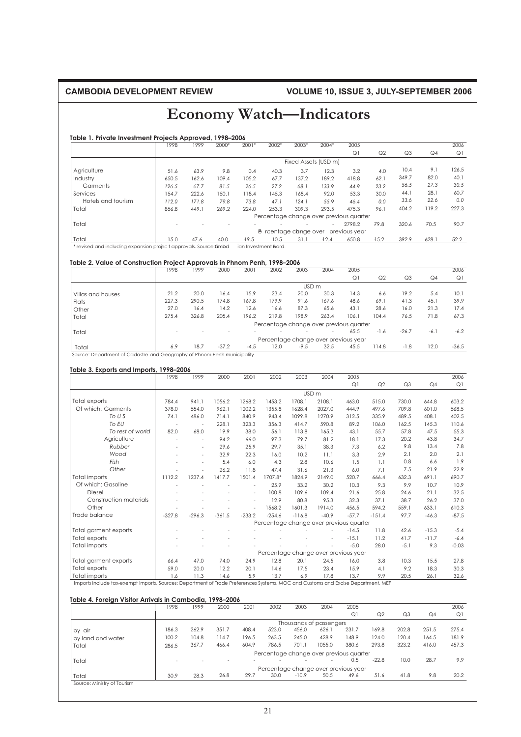# Economy Watch—Indicators

#### Table 1. Private Investment Projects Approved, 1998–2006

| | 1998 | 1999 | 2000* | 2001* | 2002* | 2003* | 2004* | 2005 | | | | 2006 |
|---|---|---|---|---|---|---|---|---|---|---|---|---|
| | | | | | | | | Q1 | Q2 | Q3 | Q4 | Q1 |
| | Fixed Assets (USD m) | | | | | | | | | | | |
| Agriculture | 51.6 | 63.9 | 9.8 | 0.4 | 40.3 | 3.7 | 12.3 | 3.2 | 4.0 | 10.4 | 9.1 | 126.5 |
| Industry | 650.5 | 162.6 | 109.4 | 105.2 | 67.7 | 137.2 | 189.2 | 418.8 | 62.1 | 349.7 | 82.0 | 40.1 |
| *Garments* | *126.5* | *67.7* | *81.5* | *26.5* | *27.2* | *68.1* | *133.9* | *44.9* | *23.2* | *56.5* | *27.3* | *30.5* |
| Services | 154.7 | 222.6 | 150.1 | 118.4 | 145.3 | 168.4 | 92.0 | 53.3 | 30.0 | 44.1 | 28.1 | 60.7 |
| *Hotels and tourism* | *112.0* | *171.8* | *79.8* | *73.8* | *47.1* | *124.1* | *55.9* | *46.4* | *0.0* | *33.6* | *22.6* | *0.0* |
| Total | 856.8 | 449.1 | 269.2 | 224.0 | 253.3 | 309.3 | 293.5 | 475.3 | 96.1 | 404.2 | 119.2 | 227.3 |
| | Percentage change over previous quarter | | | | | | | | | | | |
| Total | - | - | - | - | - | - | - | 2798.2 | 79.8 | 320.6 | 70.5 | 90.7 |
| | Percentage change over previous year | | | | | | | | | | | |
| Total | 15.0 | 47.6 | 40.0 | -19.5 | 10.5 | 31.1 | -12.4 | 650.8 | -15.2 | 392.9 | 628.1 | 52.2 |

\* revised and including expansion project approvals. Source: Cambodian Investment Board.

#### Table 2. Value of Construction Project Approvals in Phnom Penh, 1998–2006

| | 1998 | 1999 | 2000 | 2001 | 2002 | 2003 | 2004 | 2005 | | | | 2006 |
|---|---|---|---|---|---|---|---|---|---|---|---|---|
| | | | | | | | | Q1 | Q2 | Q3 | Q4 | Q1 |
| | USD m | | | | | | | | | | | |
| Villas and houses | 21.2 | 20.0 | 16.4 | 15.9 | 23.4 | 20.0 | 30.3 | 14.3 | 6.6 | 19.2 | 5.4 | 10.1 |
| Flats | 227.3 | 290.5 | 174.8 | 167.8 | 179.9 | 91.6 | 167.6 | 48.6 | 69.1 | 41.3 | 45.1 | 39.9 |
| Other | 27.0 | 16.4 | 14.2 | 12.6 | 16.6 | 87.3 | 65.6 | 43.1 | 28.6 | 16.0 | 21.3 | 17.4 |
| Total | 275.4 | 326.8 | 205.4 | 196.2 | 219.8 | 198.9 | 263.4 | 106.1 | 104.4 | 76.5 | 71.8 | 67.3 |
| | Percentage change over previous quarter | | | | | | | | | | | |
| Total | - | - | - | - | - | - | - | 65.5 | -1.6 | -26.7 | -6.1 | -6.2 |
| | Percentage change over previous year | | | | | | | | | | | |
| Total | 6.9 | 18.7 | -37.2 | -4.5 | 12.0 | -9.5 | 32.5 | 45.5 | 114.8 | -1.8 | 12.0 | -36.5 |

Source: Department of Cadastre and Geography of Phnom Penh municipality

#### Table 3. Exports and Imports, 1998–2006

| | 1998 | 1999 | 2000 | 2001 | 2002 | 2003 | 2004 | 2005 | | | | 2006 |
|---|---|---|---|---|---|---|---|---|---|---|---|---|
| | | | | | | | | Q1 | Q2 | Q3 | Q4 | Q1 |
| | USD m | | | | | | | | | | | |
| Total exports | 784.4 | 941.1 | 1056.2 | 1268.2 | 1453.2 | 1708.1 | 2108.1 | 463.0 | 515.0 | 730.0 | 644.8 | 603.2 |
| Of which: Garments | 378.0 | 554.0 | 962.1 | 1202.2 | 1355.8 | 1628.4 | 2027.0 | 444.9 | 497.6 | 709.8 | 601.0 | 568.5 |
| *To US* | 74.1 | 486.0 | 714.1 | 840.9 | 943.4 | 1099.8 | 1270.9 | 312.5 | 335.9 | 489.5 | 408.1 | 402.5 |
| *To EU* | - | - | 228.1 | 323.3 | 356.3 | 414.7 | 590.8 | 89.2 | 106.0 | 162.5 | 145.3 | 110.6 |
| *To rest of world* | 82.0 | 68.0 | 19.9 | 38.0 | 56.1 | 113.8 | 165.3 | 43.1 | 55.7 | 57.8 | 47.5 | 55.3 |
| Agriculture | - | - | 94.2 | 66.0 | 97.3 | 79.7 | 81.2 | 18.1 | 17.3 | 20.2 | 43.8 | 34.7 |
| *Rubber* | - | - | 29.6 | 25.9 | 29.7 | 35.1 | 38.3 | 7.3 | 6.2 | 9.8 | 13.4 | 7.8 |
| *Wood* | - | - | 32.9 | 22.3 | 16.0 | 10.2 | 11.1 | 3.3 | 2.9 | 2.1 | 2.0 | 2.1 |
| *Fish* | - | - | 5.4 | 6.0 | 4.3 | 2.8 | 10.6 | 1.5 | 1.1 | 0.8 | 6.6 | 1.9 |
| *Other* | - | - | 26.2 | 11.8 | 47.4 | 31.6 | 21.3 | 6.0 | 7.1 | 7.5 | 21.9 | 22.9 |
| Total imports | 1112.2 | 1237.4 | 1417.7 | 1501.4 | 1707.8* | 1824.9 | 2149.0 | 520.7 | 666.4 | 632.3 | 691.1 | 690.7 |
| Of which: Gasoline | - | - | - | - | 25.9 | 33.2 | 30.2 | 10.3 | 9.3 | 9.9 | 10.7 | 10.9 |
| Diesel | - | - | - | - | 100.8 | 109.6 | 109.4 | 21.6 | 25.8 | 24.6 | 21.1 | 32.5 |
| Construction materials | - | - | - | - | 12.9 | 80.8 | 95.3 | 32.3 | 37.1 | 38.7 | 26.2 | 37.0 |
| Other | - | - | - | - | 1568.2 | 1601.3 | 1914.0 | 456.5 | 594.2 | 559.1 | 633.1 | 610.3 |
| Trade balance | -327.8 | -296.3 | -361.5 | -233.2 | -254.6 | -116.8 | -40.9 | -57.7 | -151.4 | 97.7 | -46.3 | -87.5 |
| | Percentage change over previous quarter | | | | | | | | | | | |
| Total garment exports | - | - | - | - | - | - | - | -14.5 | 11.8 | 42.6 | -15.3 | -5.4 |
| Total exports | - | - | - | - | - | - | - | -15.1 | 11.2 | 41.7 | -11.7 | -6.4 |
| Total imports | - | - | - | - | - | - | - | -5.0 | 28.0 | -5.1 | 9.3 | -0.03 |
| | Percentage change over previous year | | | | | | | | | | | |
| Total garment exports | 66.4 | 47.0 | 74.0 | 24.9 | 12.8 | 20.1 | 24.5 | 16.0 | 3.8 | 10.3 | 15.5 | 27.8 |
| Total exports | 59.0 | 20.0 | 12.2 | 20.1 | 14.6 | 17.5 | 23.4 | 15.9 | 4.1 | 9.2 | 18.3 | 30.3 |
| Total imports | 1.6 | 11.3 | 14.6 | 5.9 | 13.7 | 6.9 | 17.8 | 13.7 | 9.9 | 20.5 | 26.1 | 32.6 |

Imports include tax-exempt imports. Sources: Department of Trade Preferences Systems, MOC and Customs and Excise Department, MEF

#### Table 4. Foreign Visitor Arrivals in Cambodia, 1998–2006

| | 1998 | 1999 | 2000 | 2001 | 2002 | 2003 | 2004 | 2005 | | | | 2006 |
|---|---|---|---|---|---|---|---|---|---|---|---|---|
| | | | | | | | | Q1 | Q2 | Q3 | Q4 | Q1 |
| | Thousands of passengers | | | | | | | | | | | |
| by air | 186.3 | 262.9 | 351.7 | 408.4 | 523.0 | 456.0 | 626.1 | 231.7 | 169.8 | 202.8 | 251.5 | 275.4 |
| by land and water | 100.2 | 104.8 | 114.7 | 196.5 | 263.5 | 245.0 | 428.9 | 148.9 | 124.0 | 120.4 | 164.5 | 181.9 |
| Total | 286.5 | 367.7 | 466.4 | 604.9 | 786.5 | 701.1 | 1055.0 | 380.6 | 293.8 | 323.2 | 416.0 | 457.3 |
| | Percentage change over previous quarter | | | | | | | | | | | |
| Total | - | - | - | - | - | - | - | 0.5 | -22.8 | 10.0 | 28.7 | 9.9 |
| | Percentage change over previous year | | | | | | | | | | | |
| Total | 30.9 | 28.3 | 26.8 | 29.7 | 30.0 | -10.9 | 50.5 | 49.6 | 51.6 | 41.8 | 9.8 | 20.2 |

Source: Ministry of Tourism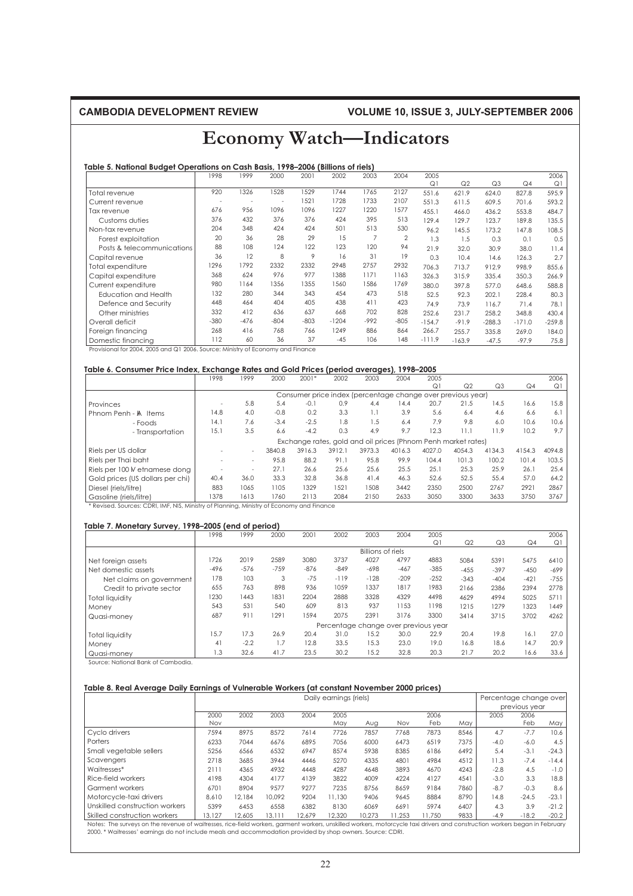# Economy Watch—Indicators

**Table 5. National Budget Operations on Cash Basis, 1998–2006 (Billions of riels)**

| | 1998 | 1999 | 2000 | 2001 | 2002 | 2003 | 2004 | 2005 Q1 | Q2 | Q3 | Q4 | 2006 Q1 |
|---|---|---|---|---|---|---|---|---|---|---|---|---|
| Total revenue | 920 | 1326 | 1528 | 1529 | 1744 | 1765 | 2127 | 551.6 | 621.9 | 624.0 | 827.8 | 595.9 |
| Current revenue | - | - | - | 1521 | 1728 | 1733 | 2107 | 551.3 | 611.5 | 609.5 | 701.6 | 593.2 |
| Tax revenue | 676 | 956 | 1096 | 1096 | 1227 | 1220 | 1577 | 455.1 | 466.0 | 436.2 | 553.8 | 484.7 |
| Customs duties | 376 | 432 | 376 | 376 | 424 | 395 | 513 | 129.4 | 129.7 | 123.7 | 189.8 | 135.5 |
| Non-tax revenue | 204 | 348 | 424 | 424 | 501 | 513 | 530 | 96.2 | 145.5 | 173.2 | 147.8 | 108.5 |
| Forest exploitation | 20 | 36 | 28 | 29 | 15 | 7 | 2 | 1.3 | 1.5 | 0.3 | 0.1 | 0.5 |
| Posts & telecommunications | 88 | 108 | 124 | 122 | 123 | 120 | 94 | 21.9 | 32.0 | 30.9 | 38.0 | 11.4 |
| Capital revenue | 36 | 12 | 8 | 9 | 16 | 31 | 19 | 0.3 | 10.4 | 14.6 | 126.3 | 2.7 |
| Total expenditure | 1296 | 1792 | 2332 | 2332 | 2948 | 2757 | 2932 | 706.3 | 713.7 | 912.9 | 998.9 | 855.6 |
| Capital expenditure | 368 | 624 | 976 | 977 | 1388 | 1171 | 1163 | 326.3 | 315.9 | 335.4 | 350.3 | 266.9 |
| Current expenditure | 980 | 1164 | 1356 | 1355 | 1560 | 1586 | 1769 | 380.0 | 397.8 | 577.0 | 648.6 | 588.8 |
| Education and Health | 132 | 280 | 344 | 343 | 454 | 473 | 518 | 52.5 | 92.3 | 202.1 | 228.4 | 80.3 |
| Defence and Security | 448 | 464 | 404 | 405 | 438 | 411 | 423 | 74.9 | 73.9 | 116.7 | 71.4 | 78.1 |
| Other ministries | 332 | 412 | 636 | 637 | 668 | 702 | 828 | 252.6 | 231.7 | 258.2 | 348.8 | 430.4 |
| Overall deficit | -380 | -476 | -804 | -803 | -1204 | -992 | -805 | -154.7 | -91.9 | -288.3 | -171.0 | -259.8 |
| Foreign financing | 268 | 416 | 768 | 766 | 1249 | 886 | 864 | 266.7 | 255.7 | 335.8 | 269.0 | 184.0 |
| Domestic financing | 112 | 60 | 36 | 37 | -45 | 106 | 148 | -111.9 | -163.9 | -47.5 | -97.9 | 75.8 |

Provisional for 2004, 2005 and Q1 2006. Source: Ministry of Economy and Finance

**Table 6. Consumer Price Index, Exchange Rates and Gold Prices (period averages), 1998–2005**

| | 1998 | 1999 | 2000 | 2001* | 2002 | 2003 | 2004 | 2005 Q1 | Q2 | Q3 | Q4 | 2006 Q1 |
|---|---|---|---|---|---|---|---|---|---|---|---|---|
| | Consumer price index (percentage change over previous year) | | | | | | | | | | | |
| Provinces | - | 5.8 | 5.4 | -0.1 | 0.9 | 4.4 | 14.4 | 20.7 | 21.5 | 14.5 | 16.6 | 15.8 |
| Phnom Penh - All Items | 14.8 | 4.0 | -0.8 | 0.2 | 3.3 | 1.1 | 3.9 | 5.6 | 6.4 | 4.6 | 6.6 | 6.1 |
| - Foods | 14.1 | 7.6 | -3.4 | -2.5 | 1.8 | 1.5 | 6.4 | 7.9 | 9.8 | 6.0 | 10.6 | 10.6 |
| - Transportation | 15.1 | 3.5 | 6.6 | -4.2 | 0.3 | 4.9 | 9.7 | 12.3 | 11.1 | 11.9 | 10.2 | 9.7 |
| | Exchange rates, gold and oil prices (Phnom Penh market rates) | | | | | | | | | | | |
| Riels per US dollar | - | - | 3840.8 | 3916.3 | 3912.1 | 3973.3 | 4016.3 | 4027.0 | 4054.3 | 4134.3 | 4154.3 | 4094.8 |
| Riels per Thai baht | - | - | 95.8 | 88.2 | 91.1 | 95.8 | 99.9 | 104.4 | 101.3 | 100.2 | 101.4 | 103.5 |
| Riels per 100 Vietnamese dong | - | - | 27.1 | 26.6 | 25.6 | 25.6 | 25.5 | 25.1 | 25.3 | 25.9 | 26.1 | 25.4 |
| Gold prices (US dollars per chi) | 40.4 | 36.0 | 33.3 | 32.8 | 36.8 | 41.4 | 46.3 | 52.6 | 52.5 | 55.4 | 57.0 | 64.2 |
| Diesel (riels/litre) | 883 | 1065 | 1105 | 1329 | 1521 | 1508 | 3442 | 2350 | 2500 | 2767 | 2921 | 2867 |
| Gasoline (riels/litre) | 1378 | 1613 | 1760 | 2113 | 2084 | 2150 | 2633 | 3050 | 3300 | 3633 | 3750 | 3767 |

\* Revised. Sources: CDRI, IMF, NIS, Ministry of Planning, Ministry of Economy and Finance

**Table 7. Monetary Survey, 1998–2005 (end of period)**

| | 1998 | 1999 | 2000 | 2001 | 2002 | 2003 | 2004 | 2005 Q1 | Q2 | Q3 | Q4 | 2006 Q1 |
|---|---|---|---|---|---|---|---|---|---|---|---|---|
| | Billions of riels | | | | | | | | | | | |
| Net foreign assets | 1726 | 2019 | 2589 | 3080 | 3737 | 4027 | 4797 | 4883 | 5084 | 5391 | 5475 | 6410 |
| Net domestic assets | -496 | -576 | -759 | -876 | -849 | -698 | -467 | -385 | -455 | -397 | -450 | -699 |
| Net claims on government | 178 | 103 | 3 | -75 | -119 | -128 | -209 | -252 | -343 | -404 | -421 | -755 |
| Credit to private sector | 655 | 763 | 898 | 936 | 1059 | 1337 | 1817 | 1983 | 2166 | 2386 | 2394 | 2778 |
| Total liquidity | 1230 | 1443 | 1831 | 2204 | 2888 | 3328 | 4329 | 4498 | 4629 | 4994 | 5025 | 5711 |
| Money | 543 | 531 | 540 | 609 | 813 | 937 | 1153 | 1198 | 1215 | 1279 | 1323 | 1449 |
| Quasi-money | 687 | 911 | 1291 | 1594 | 2075 | 2391 | 3176 | 3300 | 3414 | 3715 | 3702 | 4262 |
| | Percentage change over previous year | | | | | | | | | | | |
| Total liquidity | 15.7 | 17.3 | 26.9 | 20.4 | 31.0 | 15.2 | 30.0 | 22.9 | 20.4 | 19.8 | 16.1 | 27.0 |
| Money | 41 | -2.2 | 1.7 | 12.8 | 33.5 | 15.3 | 23.0 | 19.0 | 16.8 | 18.6 | 14.7 | 20.9 |
| Quasi-money | 1.3 | 32.6 | 41.7 | 23.5 | 30.2 | 15.2 | 32.8 | 20.3 | 21.7 | 20.2 | 16.6 | 33.6 |

Source: National Bank of Cambodia.

**Table 8. Real Average Daily Earnings of Vulnerable Workers (at constant November 2000 prices)**

| | Daily earnings (riels) | | | | | | | | | Percentage change over previous year | | |
|---|---|---|---|---|---|---|---|---|---|---|---|---|
| | 2000 Nov | 2002 | 2003 | 2004 | 2005 May | Aug | Nov | 2006 Feb | May | 2005 | 2006 Feb | May |
| Cyclo drivers | 7594 | 8975 | 8572 | 7614 | 7726 | 7857 | 7768 | 7873 | 8546 | 4.7 | -7.7 | 10.6 |
| Porters | 6233 | 7044 | 6676 | 6895 | 7056 | 6000 | 6473 | 6519 | 7375 | -4.0 | -6.0 | 4.5 |
| Small vegetable sellers | 5256 | 6566 | 6532 | 6947 | 8574 | 5938 | 8385 | 6186 | 6492 | 5.4 | -3.1 | -24.3 |
| Scavengers | 2718 | 3685 | 3944 | 4446 | 5270 | 4335 | 4801 | 4984 | 4512 | 11.3 | -7.4 | -14.4 |
| Waitresses* | 2111 | 4365 | 4932 | 4448 | 4287 | 4648 | 3893 | 4670 | 4243 | -2.8 | 4.5 | -1.0 |
| Rice-field workers | 4198 | 4304 | 4177 | 4139 | 3822 | 4009 | 4224 | 4127 | 4541 | -3.0 | 3.3 | 18.8 |
| Garment workers | 6701 | 8904 | 9577 | 9277 | 7235 | 8756 | 8659 | 9184 | 7860 | -8.7 | -0.3 | 8.6 |
| Motorcycle-taxi drivers | 8,610 | 12,184 | 10,092 | 9204 | 11,130 | 9406 | 9645 | 8884 | 8790 | 14.8 | -24.5 | -23.1 |
| Unskilled construction workers | 5399 | 6453 | 6558 | 6382 | 8130 | 6069 | 6691 | 5974 | 6407 | 4.3 | 3.9 | -21.2 |
| Skilled construction workers | 13,127 | 12,605 | 13,111 | 12,679 | 12,320 | 10,273 | 11,253 | 11,750 | 9833 | -4.9 | -18.2 | -20.2 |

Notes: The surveys on the revenue of waitresses, rice-field workers, garment workers, unskilled workers, motorcycle taxi drivers and construction workers began in February 2000. * Waitresses' earnings do not include meals and accommodation provided by shop owners. Source: CDRI.